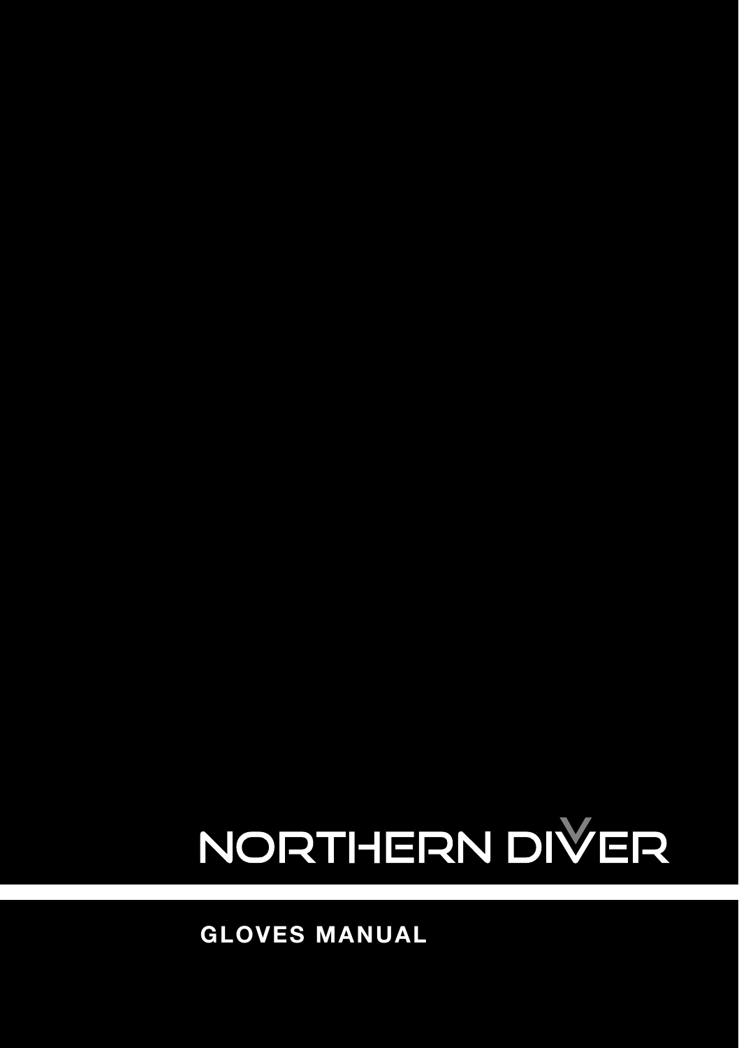# NORTHERN DIVER

## GLOVES MANUAL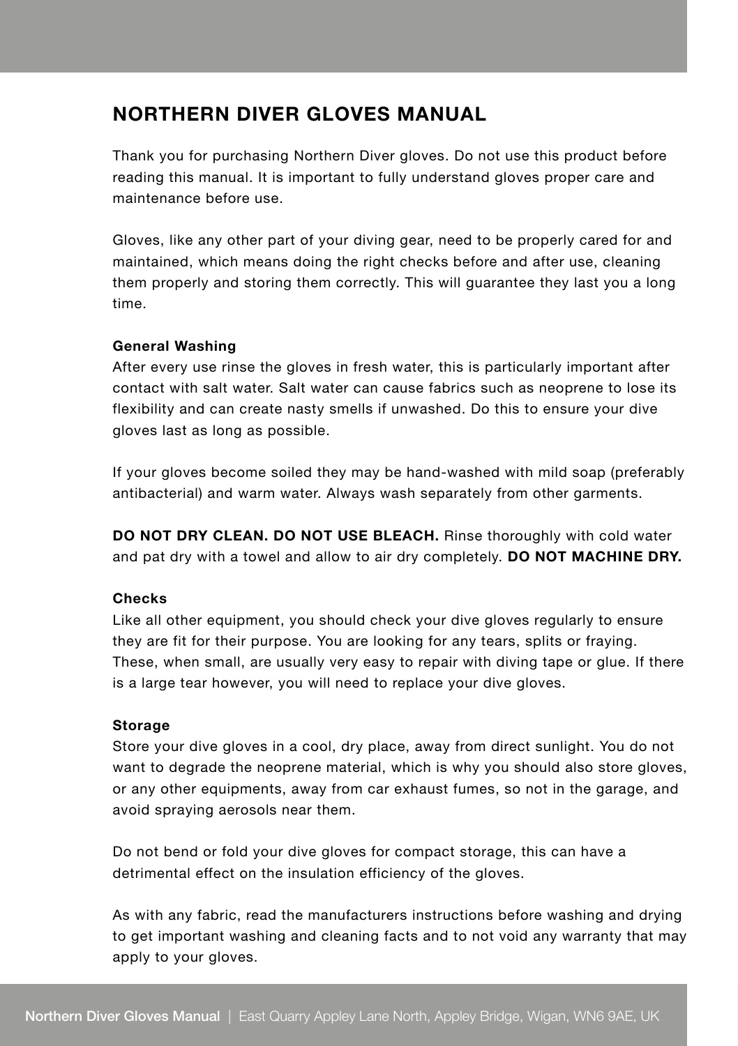# NORTHERN DIVER GLOVES MANUAL

Thank you for purchasing Northern Diver gloves. Do not use this product before reading this manual. It is important to fully understand gloves proper care and maintenance before use.

Gloves, like any other part of your diving gear, need to be properly cared for and maintained, which means doing the right checks before and after use, cleaning them properly and storing them correctly. This will guarantee they last you a long time.

### General Washing

After every use rinse the gloves in fresh water, this is particularly important after contact with salt water. Salt water can cause fabrics such as neoprene to lose its flexibility and can create nasty smells if unwashed. Do this to ensure your dive gloves last as long as possible.

If your gloves become soiled they may be hand-washed with mild soap (preferably antibacterial) and warm water. Always wash separately from other garments.

**DO NOT DRY CLEAN. DO NOT USE BLEACH.** Rinse thoroughly with cold water and pat dry with a towel and allow to air dry completely. **DO NOT MACHINE DRY.**

### Checks

Like all other equipment, you should check your dive gloves regularly to ensure they are fit for their purpose. You are looking for any tears, splits or fraying. These, when small, are usually very easy to repair with diving tape or glue. If there is a large tear however, you will need to replace your dive gloves.

### Storage

Store your dive gloves in a cool, dry place, away from direct sunlight. You do not want to degrade the neoprene material, which is why you should also store gloves, or any other equipments, away from car exhaust fumes, so not in the garage, and avoid spraying aerosols near them.

Do not bend or fold your dive gloves for compact storage, this can have a detrimental effect on the insulation efficiency of the gloves.

As with any fabric, read the manufacturers instructions before washing and drying to get important washing and cleaning facts and to not void any warranty that may apply to your gloves.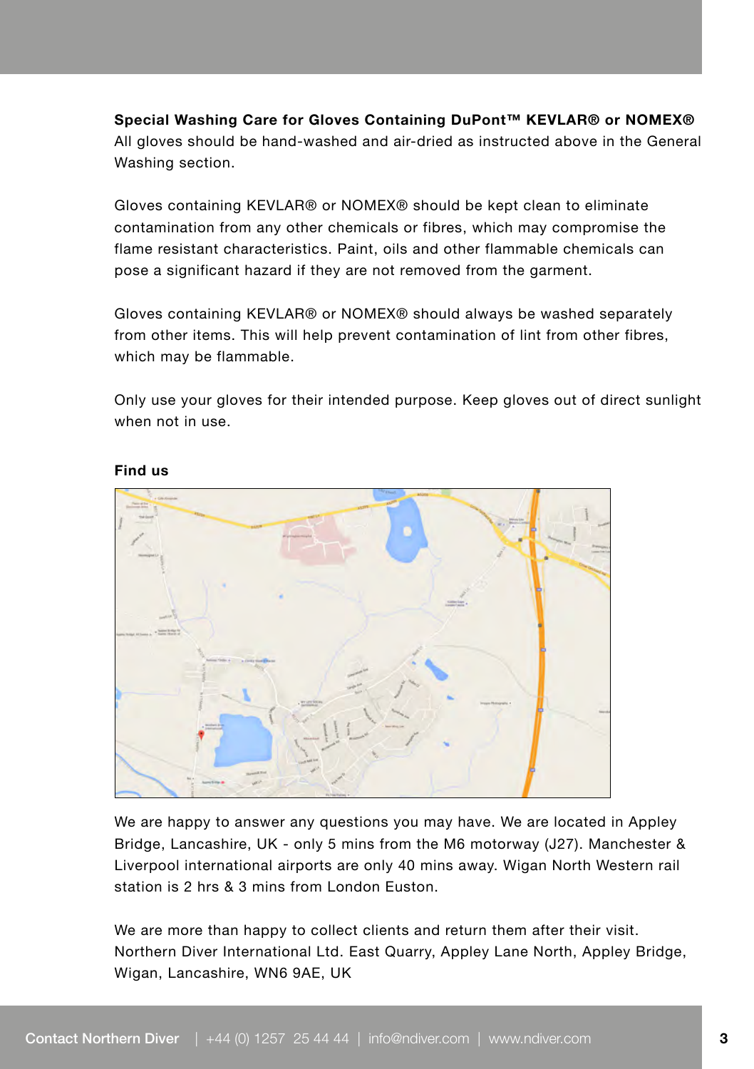**Special Washing Care for Gloves Containing DuPont™ KEVLAR® or NOMEX®**
All gloves should be hand-washed and air-dried as instructed above in the General Washing section.

Gloves containing KEVLAR® or NOMEX® should be kept clean to eliminate contamination from any other chemicals or fibres, which may compromise the flame resistant characteristics. Paint, oils and other flammable chemicals can pose a significant hazard if they are not removed from the garment.

Gloves containing KEVLAR® or NOMEX® should always be washed separately from other items. This will help prevent contamination of lint from other fibres, which may be flammable.

Only use your gloves for their intended purpose. Keep gloves out of direct sunlight when not in use.

**Find us**

We are happy to answer any questions you may have. We are located in Appley Bridge, Lancashire, UK - only 5 mins from the M6 motorway (J27). Manchester & Liverpool international airports are only 40 mins away. Wigan North Western rail station is 2 hrs & 3 mins from London Euston.

We are more than happy to collect clients and return them after their visit. Northern Diver International Ltd. East Quarry, Appley Lane North, Appley Bridge, Wigan, Lancashire, WN6 9AE, UK

Contact Northern Diver | +44 (0) 1257 25 44 44 | info@ndiver.com | www.ndiver.com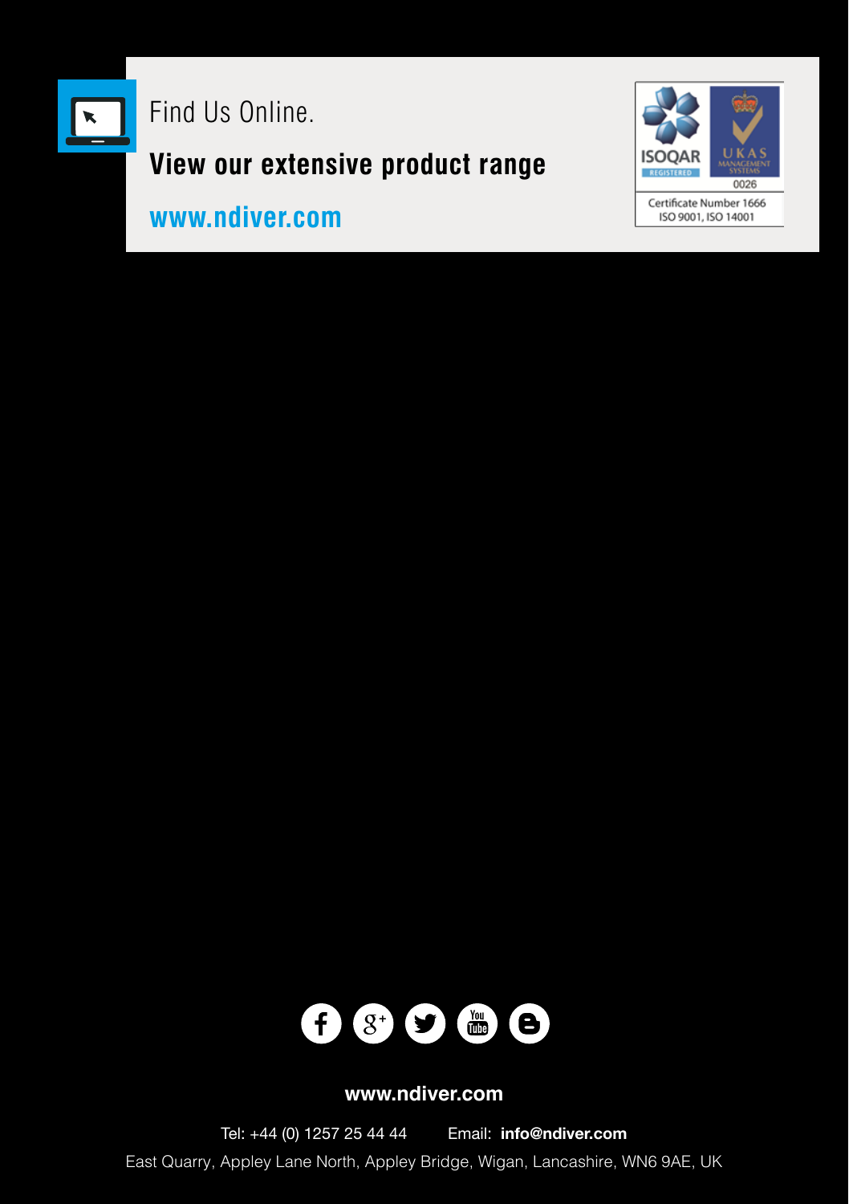Find Us Online.

**View our extensive product range**

**www.ndiver.com**

ISOQAR REGISTERED

UKAS MANAGEMENT SYSTEMS 0026

Certificate Number 1666
ISO 9001, ISO 14001

**www.ndiver.com**

Tel: +44 (0) 1257 25 44 44 Email: **info@ndiver.com**

East Quarry, Appley Lane North, Appley Bridge, Wigan, Lancashire, WN6 9AE, UK